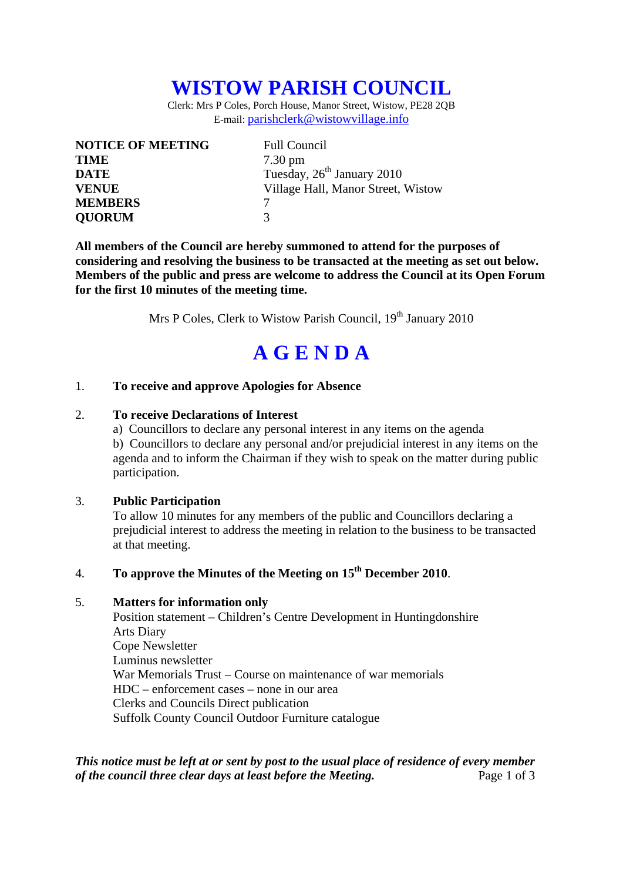# WISTOW PARISH COUNCIL

Clerk: Mrs P Coles, Porch House, Manor Street, Wistow, PE28 2QB
E-mail: parishclerk@wistowvillage.info

| | |
|---|---|
| **NOTICE OF MEETING** | Full Council |
| **TIME** | 7.30 pm |
| **DATE** | Tuesday, 26th January 2010 |
| **VENUE** | Village Hall, Manor Street, Wistow |
| **MEMBERS** | 7 |
| **QUORUM** | 3 |

**All members of the Council are hereby summoned to attend for the purposes of considering and resolving the business to be transacted at the meeting as set out below. Members of the public and press are welcome to address the Council at its Open Forum for the first 10 minutes of the meeting time.**

Mrs P Coles, Clerk to Wistow Parish Council, 19th January 2010

# A G E N D A

1. **To receive and approve Apologies for Absence**

2. **To receive Declarations of Interest**
   a) Councillors to declare any personal interest in any items on the agenda
   b) Councillors to declare any personal and/or prejudicial interest in any items on the agenda and to inform the Chairman if they wish to speak on the matter during public participation.

3. **Public Participation**
   To allow 10 minutes for any members of the public and Councillors declaring a prejudicial interest to address the meeting in relation to the business to be transacted at that meeting.

4. **To approve the Minutes of the Meeting on 15th December 2010**.

5. **Matters for information only**
   Position statement – Children's Centre Development in Huntingdonshire
   Arts Diary
   Cope Newsletter
   Luminus newsletter
   War Memorials Trust – Course on maintenance of war memorials
   HDC – enforcement cases – none in our area
   Clerks and Councils Direct publication
   Suffolk County Council Outdoor Furniture catalogue

***This notice must be left at or sent by post to the usual place of residence of every member of the council three clear days at least before the Meeting.***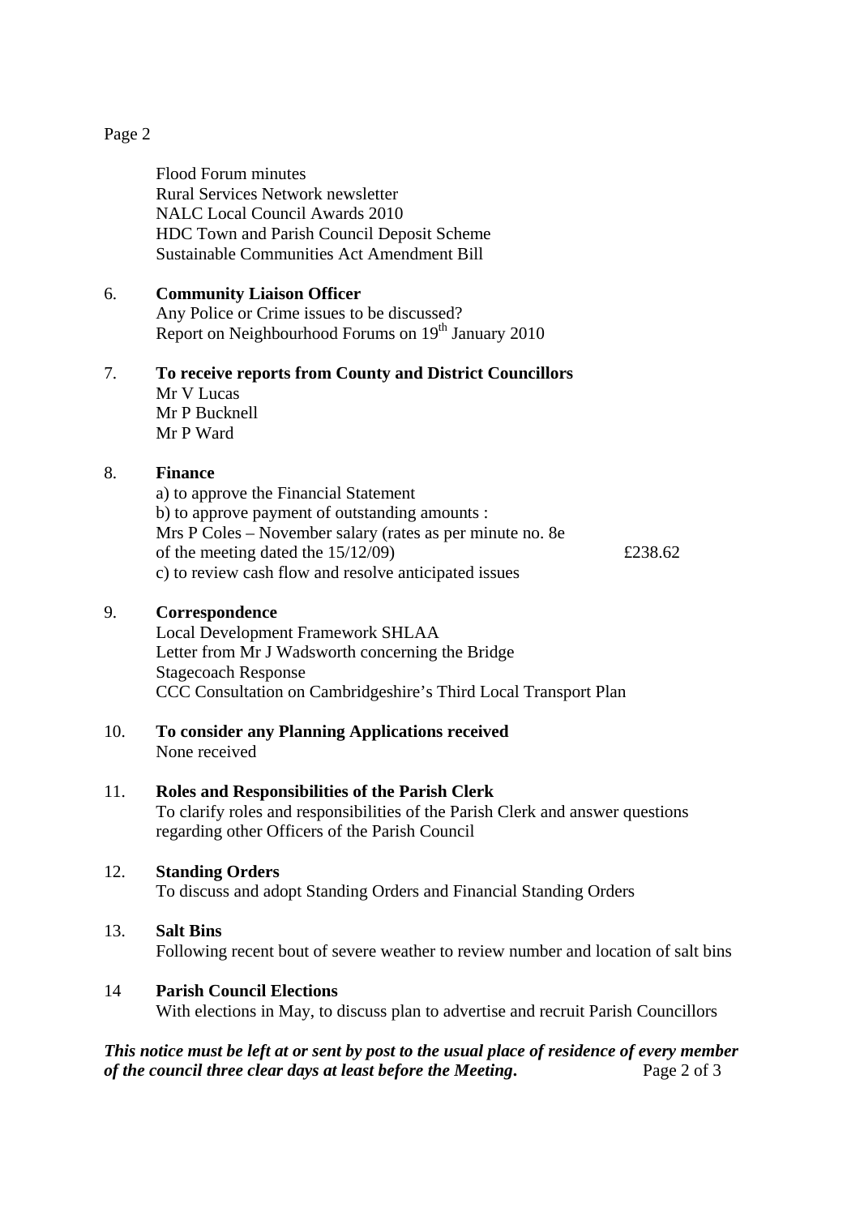Flood Forum minutes
Rural Services Network newsletter
NALC Local Council Awards 2010
HDC Town and Parish Council Deposit Scheme
Sustainable Communities Act Amendment Bill

6. **Community Liaison Officer**
   Any Police or Crime issues to be discussed?
   Report on Neighbourhood Forums on 19th January 2010

7. **To receive reports from County and District Councillors**
   Mr V Lucas
   Mr P Bucknell
   Mr P Ward

8. **Finance**
   a) to approve the Financial Statement
   b) to approve payment of outstanding amounts :
   Mrs P Coles – November salary (rates as per minute no. 8e of the meeting dated the 15/12/09) £238.62
   c) to review cash flow and resolve anticipated issues

9. **Correspondence**
   Local Development Framework SHLAA
   Letter from Mr J Wadsworth concerning the Bridge
   Stagecoach Response
   CCC Consultation on Cambridgeshire's Third Local Transport Plan

10. **To consider any Planning Applications received**
    None received

11. **Roles and Responsibilities of the Parish Clerk**
    To clarify roles and responsibilities of the Parish Clerk and answer questions regarding other Officers of the Parish Council

12. **Standing Orders**
    To discuss and adopt Standing Orders and Financial Standing Orders

13. **Salt Bins**
    Following recent bout of severe weather to review number and location of salt bins

14 **Parish Council Elections**
   With elections in May, to discuss plan to advertise and recruit Parish Councillors

***This notice must be left at or sent by post to the usual place of residence of every member of the council three clear days at least before the Meeting.***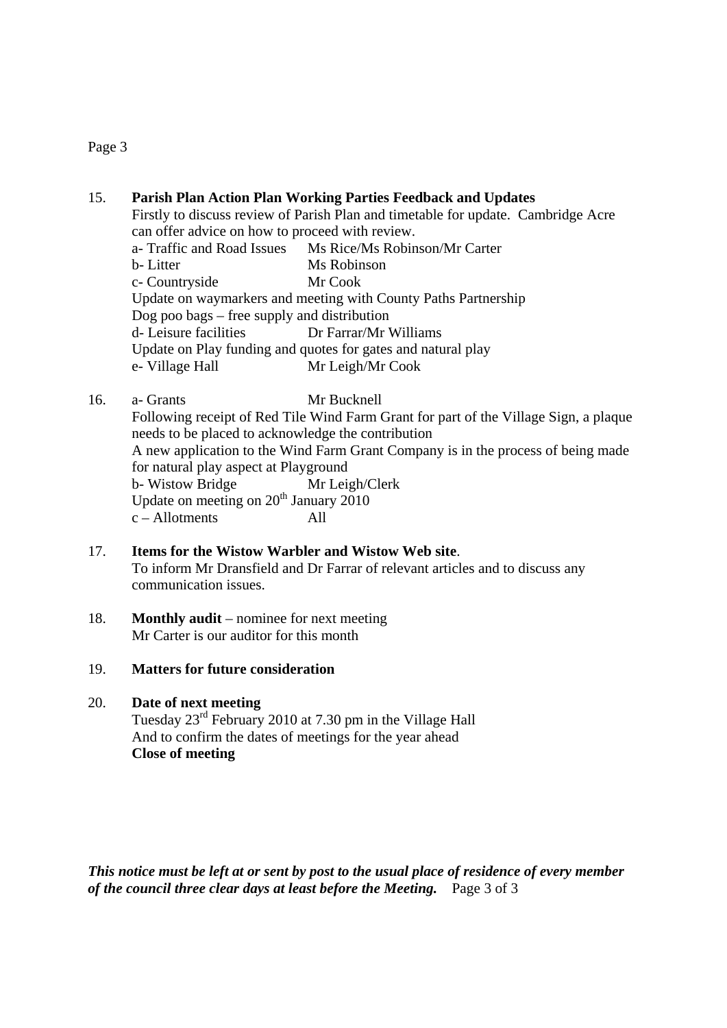15. **Parish Plan Action Plan Working Parties Feedback and Updates**
    Firstly to discuss review of Parish Plan and timetable for update. Cambridge Acre can offer advice on how to proceed with review.
    a- Traffic and Road Issues Ms Rice/Ms Robinson/Mr Carter
    b- Litter Ms Robinson
    c- Countryside Mr Cook
    Update on waymarkers and meeting with County Paths Partnership
    Dog poo bags – free supply and distribution
    d- Leisure facilities Dr Farrar/Mr Williams
    Update on Play funding and quotes for gates and natural play
    e- Village Hall Mr Leigh/Mr Cook

16. a- Grants Mr Bucknell
    Following receipt of Red Tile Wind Farm Grant for part of the Village Sign, a plaque needs to be placed to acknowledge the contribution
    A new application to the Wind Farm Grant Company is in the process of being made for natural play aspect at Playground
    b- Wistow Bridge Mr Leigh/Clerk
    Update on meeting on 20th January 2010
    c – Allotments All

17. **Items for the Wistow Warbler and Wistow Web site**.
    To inform Mr Dransfield and Dr Farrar of relevant articles and to discuss any communication issues.

18. **Monthly audit** – nominee for next meeting
    Mr Carter is our auditor for this month

19. **Matters for future consideration**

20. **Date of next meeting**
    Tuesday 23rd February 2010 at 7.30 pm in the Village Hall
    And to confirm the dates of meetings for the year ahead
    **Close of meeting**

***This notice must be left at or sent by post to the usual place of residence of every member of the council three clear days at least before the Meeting.***